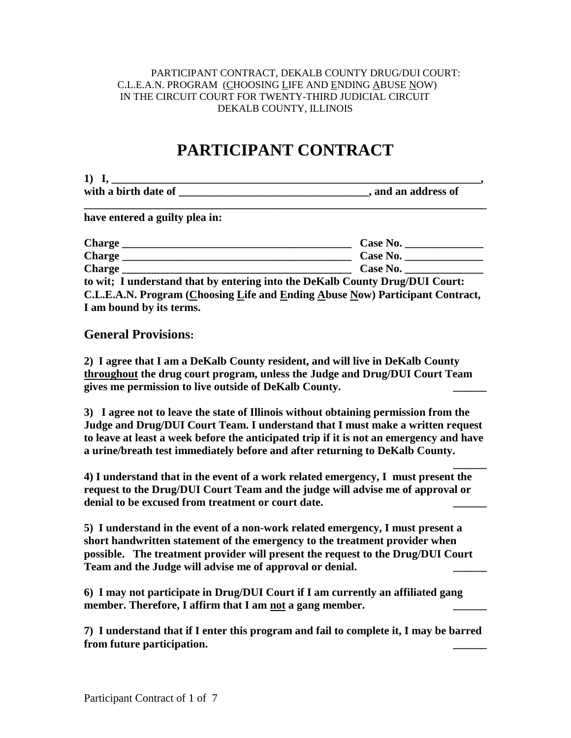PARTICIPANT CONTRACT, DEKALB COUNTY DRUG/DUI COURT:
C.L.E.A.N. PROGRAM (CHOOSING LIFE AND ENDING ABUSE NOW)
IN THE CIRCUIT COURT FOR TWENTY-THIRD JUDICIAL CIRCUIT
DEKALB COUNTY, ILLINOIS

# PARTICIPANT CONTRACT

**1) I, ________________________________________________________________,**
**with a birth date of __________________________________, and an address of**
**________________________________________________________________________**
**have entered a guilty plea in:**

**Charge ________________________________________ Case No. ______________**
**Charge ________________________________________ Case No. ______________**
**Charge ________________________________________ Case No. ______________**
**to wit; I understand that by entering into the DeKalb County Drug/DUI Court: C.L.E.A.N. Program (Choosing Life and Ending Abuse Now) Participant Contract, I am bound by its terms.**

## General Provisions:

**2) I agree that I am a DeKalb County resident, and will live in DeKalb County <u>throughout</u> the drug court program, unless the Judge and Drug/DUI Court Team gives me permission to live outside of DeKalb County. ______**

**3) I agree not to leave the state of Illinois without obtaining permission from the Judge and Drug/DUI Court Team. I understand that I must make a written request to leave at least a week before the anticipated trip if it is not an emergency and have a urine/breath test immediately before and after returning to DeKalb County. ______**

**4) I understand that in the event of a work related emergency, I must present the request to the Drug/DUI Court Team and the judge will advise me of approval or denial to be excused from treatment or court date. ______**

**5) I understand in the event of a non-work related emergency, I must present a short handwritten statement of the emergency to the treatment provider when possible. The treatment provider will present the request to the Drug/DUI Court Team and the Judge will advise me of approval or denial. ______**

**6) I may not participate in Drug/DUI Court if I am currently an affiliated gang member. Therefore, I affirm that I am <u>not</u> a gang member. ______**

**7) I understand that if I enter this program and fail to complete it, I may be barred from future participation. ______**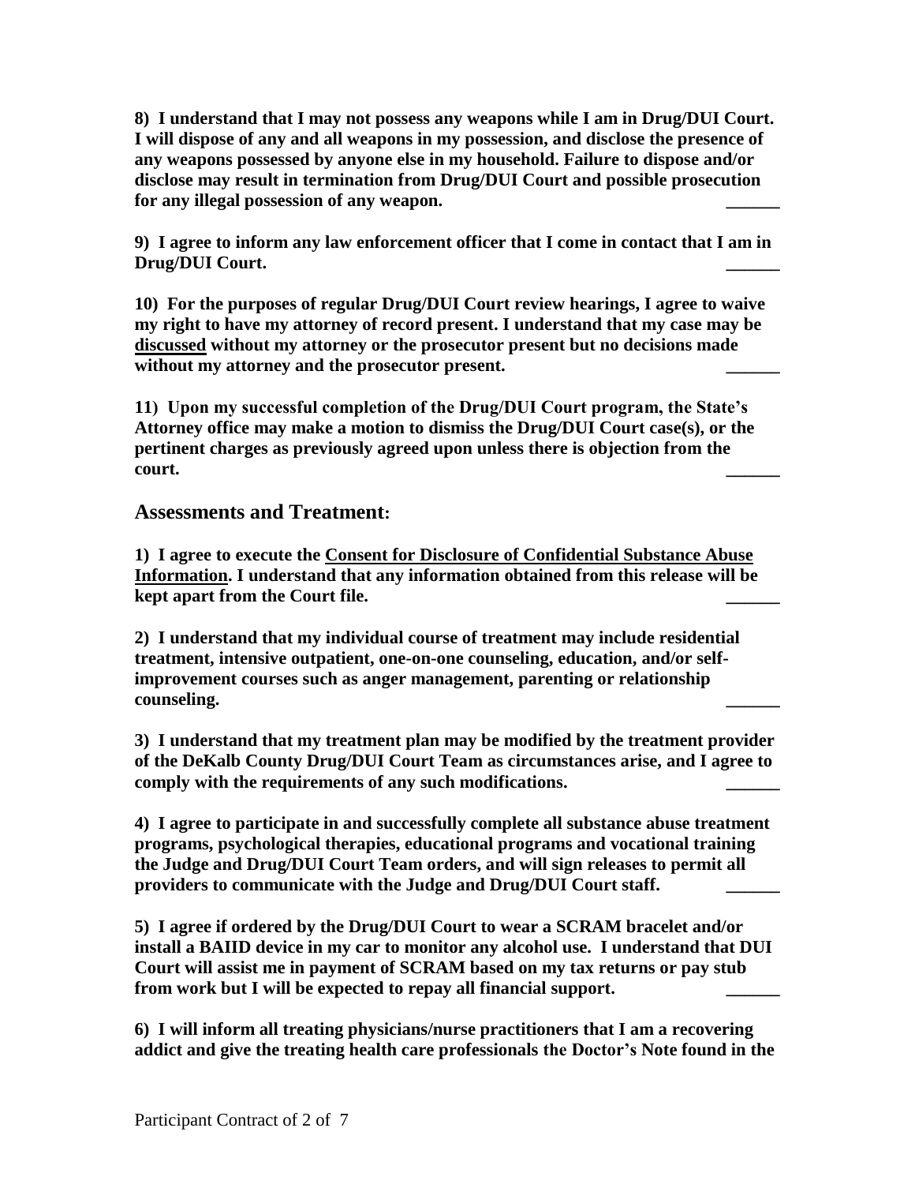**8) I understand that I may not possess any weapons while I am in Drug/DUI Court. I will dispose of any and all weapons in my possession, and disclose the presence of any weapons possessed by anyone else in my household. Failure to dispose and/or disclose may result in termination from Drug/DUI Court and possible prosecution for any illegal possession of any weapon. ______**

**9) I agree to inform any law enforcement officer that I come in contact that I am in Drug/DUI Court. ______**

**10) For the purposes of regular Drug/DUI Court review hearings, I agree to waive my right to have my attorney of record present. I understand that my case may be <u>discussed</u> without my attorney or the prosecutor present but no decisions made without my attorney and the prosecutor present. ______**

**11) Upon my successful completion of the Drug/DUI Court program, the State's Attorney office may make a motion to dismiss the Drug/DUI Court case(s), or the pertinent charges as previously agreed upon unless there is objection from the court. ______**

## Assessments and Treatment:

**1) I agree to execute the <u>Consent for Disclosure of Confidential Substance Abuse Information</u>. I understand that any information obtained from this release will be kept apart from the Court file. ______**

**2) I understand that my individual course of treatment may include residential treatment, intensive outpatient, one-on-one counseling, education, and/or self-improvement courses such as anger management, parenting or relationship counseling. ______**

**3) I understand that my treatment plan may be modified by the treatment provider of the DeKalb County Drug/DUI Court Team as circumstances arise, and I agree to comply with the requirements of any such modifications. ______**

**4) I agree to participate in and successfully complete all substance abuse treatment programs, psychological therapies, educational programs and vocational training the Judge and Drug/DUI Court Team orders, and will sign releases to permit all providers to communicate with the Judge and Drug/DUI Court staff. ______**

**5) I agree if ordered by the Drug/DUI Court to wear a SCRAM bracelet and/or install a BAIID device in my car to monitor any alcohol use. I understand that DUI Court will assist me in payment of SCRAM based on my tax returns or pay stub from work but I will be expected to repay all financial support. ______**

**6) I will inform all treating physicians/nurse practitioners that I am a recovering addict and give the treating health care professionals the Doctor's Note found in the**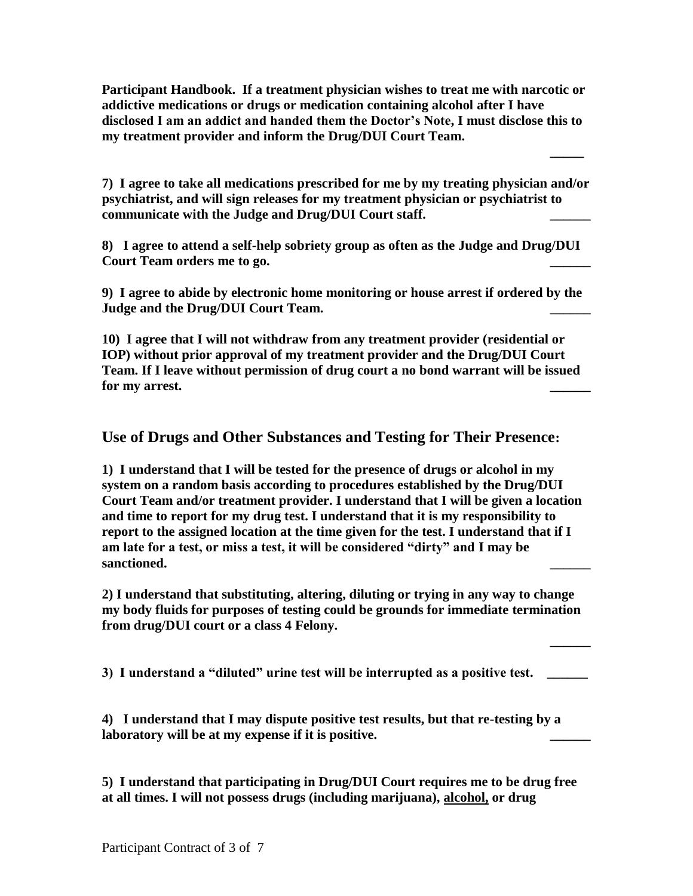**Participant Handbook. If a treatment physician wishes to treat me with narcotic or addictive medications or drugs or medication containing alcohol after I have disclosed I am an addict and handed them the Doctor's Note, I must disclose this to my treatment provider and inform the Drug/DUI Court Team.** _____

**7) I agree to take all medications prescribed for me by my treating physician and/or psychiatrist, and will sign releases for my treatment physician or psychiatrist to communicate with the Judge and Drug/DUI Court staff.** ______

**8) I agree to attend a self-help sobriety group as often as the Judge and Drug/DUI Court Team orders me to go.** ______

**9) I agree to abide by electronic home monitoring or house arrest if ordered by the Judge and the Drug/DUI Court Team.** ______

**10) I agree that I will not withdraw from any treatment provider (residential or IOP) without prior approval of my treatment provider and the Drug/DUI Court Team. If I leave without permission of drug court a no bond warrant will be issued for my arrest.** ______

## Use of Drugs and Other Substances and Testing for Their Presence:

**1) I understand that I will be tested for the presence of drugs or alcohol in my system on a random basis according to procedures established by the Drug/DUI Court Team and/or treatment provider. I understand that I will be given a location and time to report for my drug test. I understand that it is my responsibility to report to the assigned location at the time given for the test. I understand that if I am late for a test, or miss a test, it will be considered "dirty" and I may be sanctioned.** ______

**2) I understand that substituting, altering, diluting or trying in any way to change my body fluids for purposes of testing could be grounds for immediate termination from drug/DUI court or a class 4 Felony.** ______

**3) I understand a "diluted" urine test will be interrupted as a positive test.** ______

**4) I understand that I may dispute positive test results, but that re-testing by a laboratory will be at my expense if it is positive.** ______

**5) I understand that participating in Drug/DUI Court requires me to be drug free at all times. I will not possess drugs (including marijuana), <u>alcohol,</u> or drug**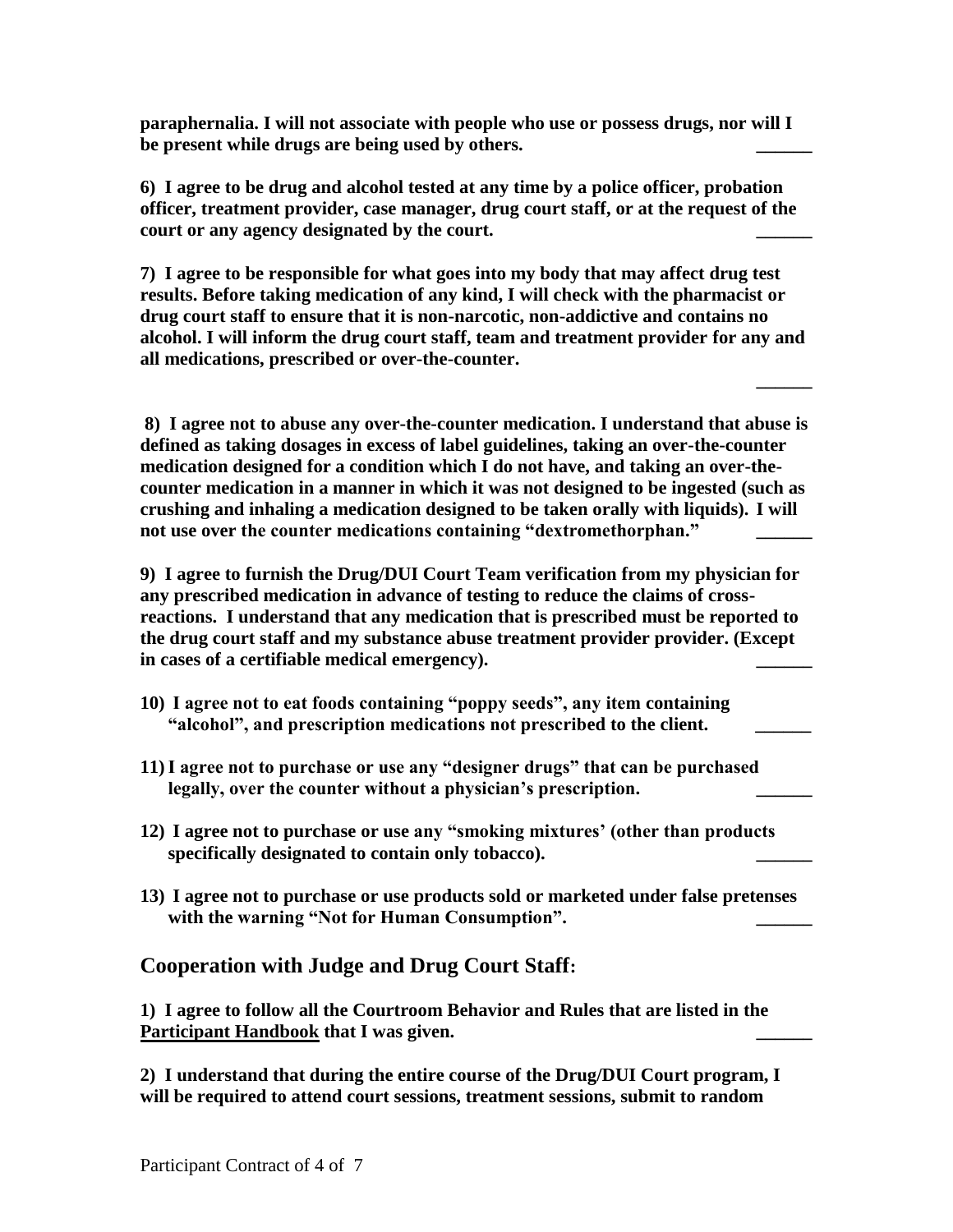**paraphernalia. I will not associate with people who use or possess drugs, nor will I be present while drugs are being used by others. ______**

**6) I agree to be drug and alcohol tested at any time by a police officer, probation officer, treatment provider, case manager, drug court staff, or at the request of the court or any agency designated by the court. ______**

**7) I agree to be responsible for what goes into my body that may affect drug test results. Before taking medication of any kind, I will check with the pharmacist or drug court staff to ensure that it is non-narcotic, non-addictive and contains no alcohol. I will inform the drug court staff, team and treatment provider for any and all medications, prescribed or over-the-counter.**

**______**

**8) I agree not to abuse any over-the-counter medication. I understand that abuse is defined as taking dosages in excess of label guidelines, taking an over-the-counter medication designed for a condition which I do not have, and taking an over-the-counter medication in a manner in which it was not designed to be ingested (such as crushing and inhaling a medication designed to be taken orally with liquids). I will not use over the counter medications containing "dextromethorphan." ______**

**9) I agree to furnish the Drug/DUI Court Team verification from my physician for any prescribed medication in advance of testing to reduce the claims of cross-reactions. I understand that any medication that is prescribed must be reported to the drug court staff and my substance abuse treatment provider provider. (Except in cases of a certifiable medical emergency). ______**

**10) I agree not to eat foods containing "poppy seeds", any item containing "alcohol", and prescription medications not prescribed to the client. ______**

**11) I agree not to purchase or use any "designer drugs" that can be purchased legally, over the counter without a physician's prescription. ______**

**12) I agree not to purchase or use any "smoking mixtures' (other than products specifically designated to contain only tobacco). ______**

**13) I agree not to purchase or use products sold or marketed under false pretenses with the warning "Not for Human Consumption". ______**

## Cooperation with Judge and Drug Court Staff:

**1) I agree to follow all the Courtroom Behavior and Rules that are listed in the <u>Participant Handbook</u> that I was given. ______**

**2) I understand that during the entire course of the Drug/DUI Court program, I will be required to attend court sessions, treatment sessions, submit to random**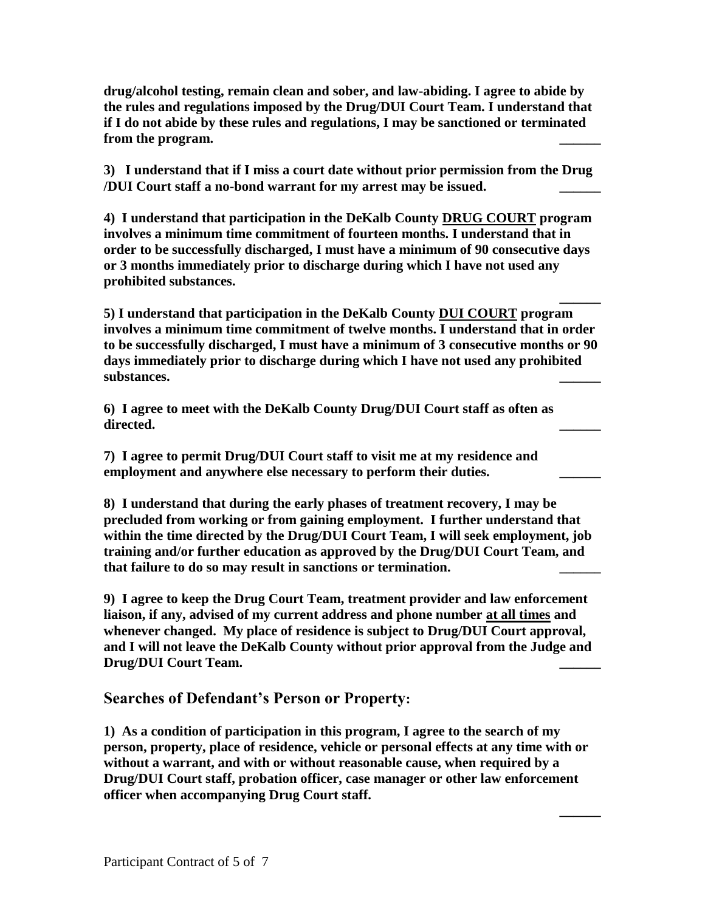**drug/alcohol testing, remain clean and sober, and law-abiding. I agree to abide by the rules and regulations imposed by the Drug/DUI Court Team. I understand that if I do not abide by these rules and regulations, I may be sanctioned or terminated from the program. ______**

**3) I understand that if I miss a court date without prior permission from the Drug /DUI Court staff a no-bond warrant for my arrest may be issued. ______**

**4) I understand that participation in the DeKalb County <u>DRUG COURT</u> program involves a minimum time commitment of fourteen months. I understand that in order to be successfully discharged, I must have a minimum of 90 consecutive days or 3 months immediately prior to discharge during which I have not used any prohibited substances. ______**

**5) I understand that participation in the DeKalb County <u>DUI COURT</u> program involves a minimum time commitment of twelve months. I understand that in order to be successfully discharged, I must have a minimum of 3 consecutive months or 90 days immediately prior to discharge during which I have not used any prohibited substances. ______**

**6) I agree to meet with the DeKalb County Drug/DUI Court staff as often as directed. ______**

**7) I agree to permit Drug/DUI Court staff to visit me at my residence and employment and anywhere else necessary to perform their duties. ______**

**8) I understand that during the early phases of treatment recovery, I may be precluded from working or from gaining employment. I further understand that within the time directed by the Drug/DUI Court Team, I will seek employment, job training and/or further education as approved by the Drug/DUI Court Team, and that failure to do so may result in sanctions or termination. ______**

**9) I agree to keep the Drug Court Team, treatment provider and law enforcement liaison, if any, advised of my current address and phone number <u>at all times</u> and whenever changed. My place of residence is subject to Drug/DUI Court approval, and I will not leave the DeKalb County without prior approval from the Judge and Drug/DUI Court Team. ______**

## Searches of Defendant's Person or Property:

**1) As a condition of participation in this program, I agree to the search of my person, property, place of residence, vehicle or personal effects at any time with or without a warrant, and with or without reasonable cause, when required by a Drug/DUI Court staff, probation officer, case manager or other law enforcement officer when accompanying Drug Court staff. ______**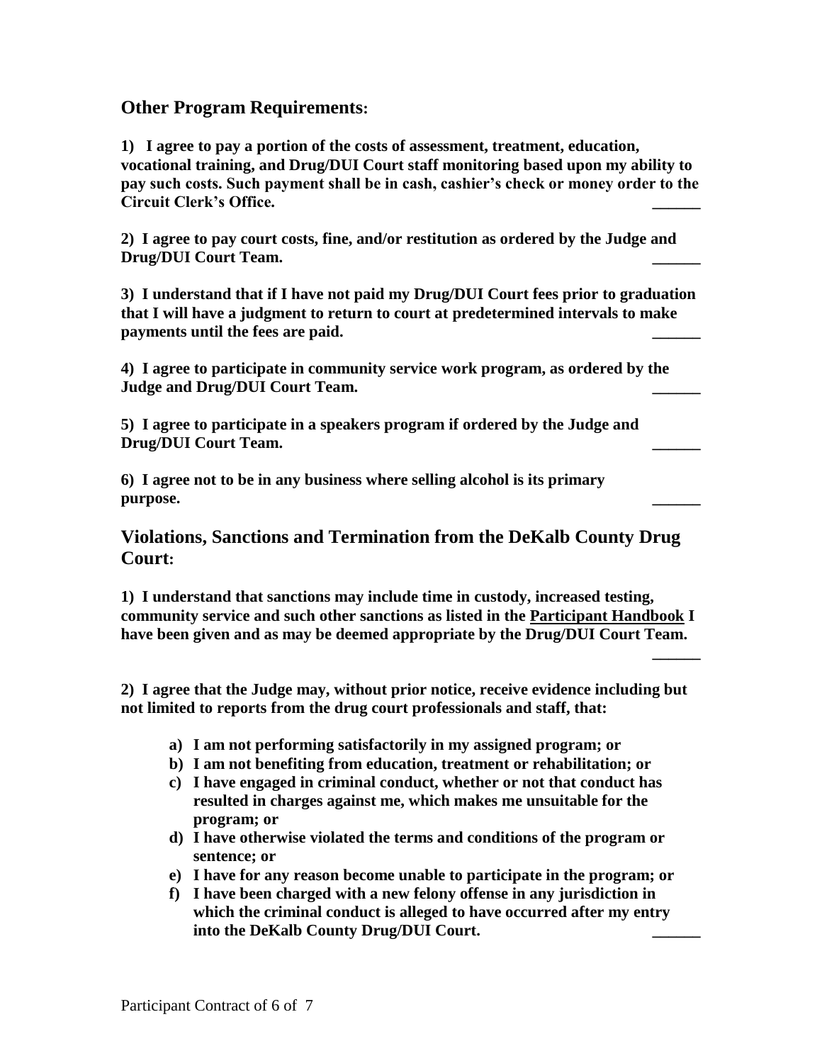## Other Program Requirements:

**1) I agree to pay a portion of the costs of assessment, treatment, education, vocational training, and Drug/DUI Court staff monitoring based upon my ability to pay such costs. Such payment shall be in cash, cashier's check or money order to the Circuit Clerk's Office. ______**

**2) I agree to pay court costs, fine, and/or restitution as ordered by the Judge and Drug/DUI Court Team. ______**

**3) I understand that if I have not paid my Drug/DUI Court fees prior to graduation that I will have a judgment to return to court at predetermined intervals to make payments until the fees are paid. ______**

**4) I agree to participate in community service work program, as ordered by the Judge and Drug/DUI Court Team. ______**

**5) I agree to participate in a speakers program if ordered by the Judge and Drug/DUI Court Team. ______**

**6) I agree not to be in any business where selling alcohol is its primary purpose. ______**

## Violations, Sanctions and Termination from the DeKalb County Drug Court:

**1) I understand that sanctions may include time in custody, increased testing, community service and such other sanctions as listed in the <u>Participant Handbook</u> I have been given and as may be deemed appropriate by the Drug/DUI Court Team. ______**

**2) I agree that the Judge may, without prior notice, receive evidence including but not limited to reports from the drug court professionals and staff, that:**

- **a) I am not performing satisfactorily in my assigned program; or**
- **b) I am not benefiting from education, treatment or rehabilitation; or**
- **c) I have engaged in criminal conduct, whether or not that conduct has resulted in charges against me, which makes me unsuitable for the program; or**
- **d) I have otherwise violated the terms and conditions of the program or sentence; or**
- **e) I have for any reason become unable to participate in the program; or**
- **f) I have been charged with a new felony offense in any jurisdiction in which the criminal conduct is alleged to have occurred after my entry into the DeKalb County Drug/DUI Court. ______**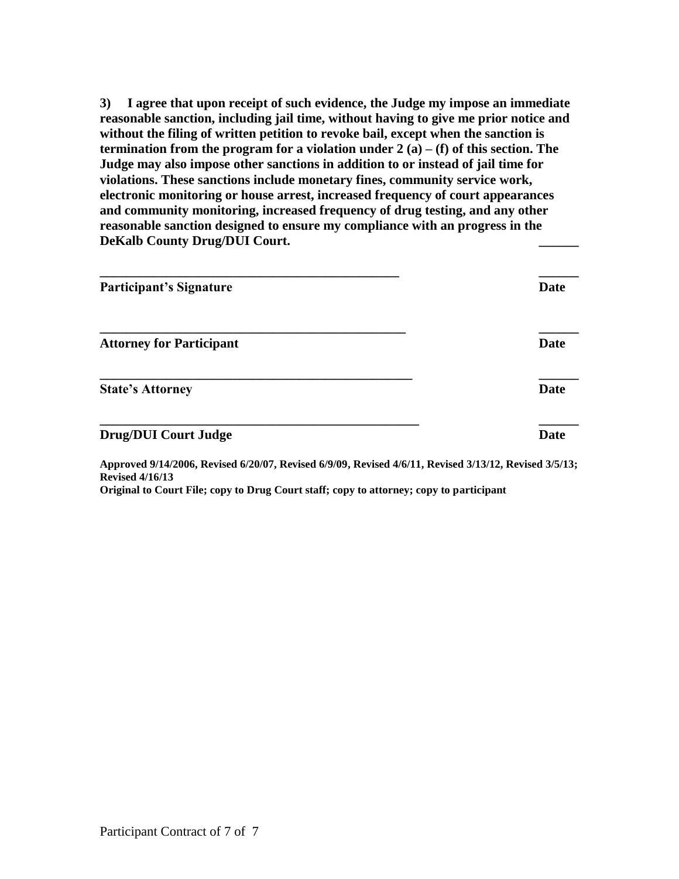**3) I agree that upon receipt of such evidence, the Judge my impose an immediate reasonable sanction, including jail time, without having to give me prior notice and without the filing of written petition to revoke bail, except when the sanction is termination from the program for a violation under 2 (a) – (f) of this section. The Judge may also impose other sanctions in addition to or instead of jail time for violations. These sanctions include monetary fines, community service work, electronic monitoring or house arrest, increased frequency of court appearances and community monitoring, increased frequency of drug testing, and any other reasonable sanction designed to ensure my compliance with an progress in the DeKalb County Drug/DUI Court.** ______

_______________________________________________ ______
**Participant's Signature** **Date**

_______________________________________________ ______
**Attorney for Participant** **Date**

_______________________________________________ ______
**State's Attorney** **Date**

_______________________________________________ ______
**Drug/DUI Court Judge** **Date**

**Approved 9/14/2006, Revised 6/20/07, Revised 6/9/09, Revised 4/6/11, Revised 3/13/12, Revised 3/5/13; Revised 4/16/13**
**Original to Court File; copy to Drug Court staff; copy to attorney; copy to participant**